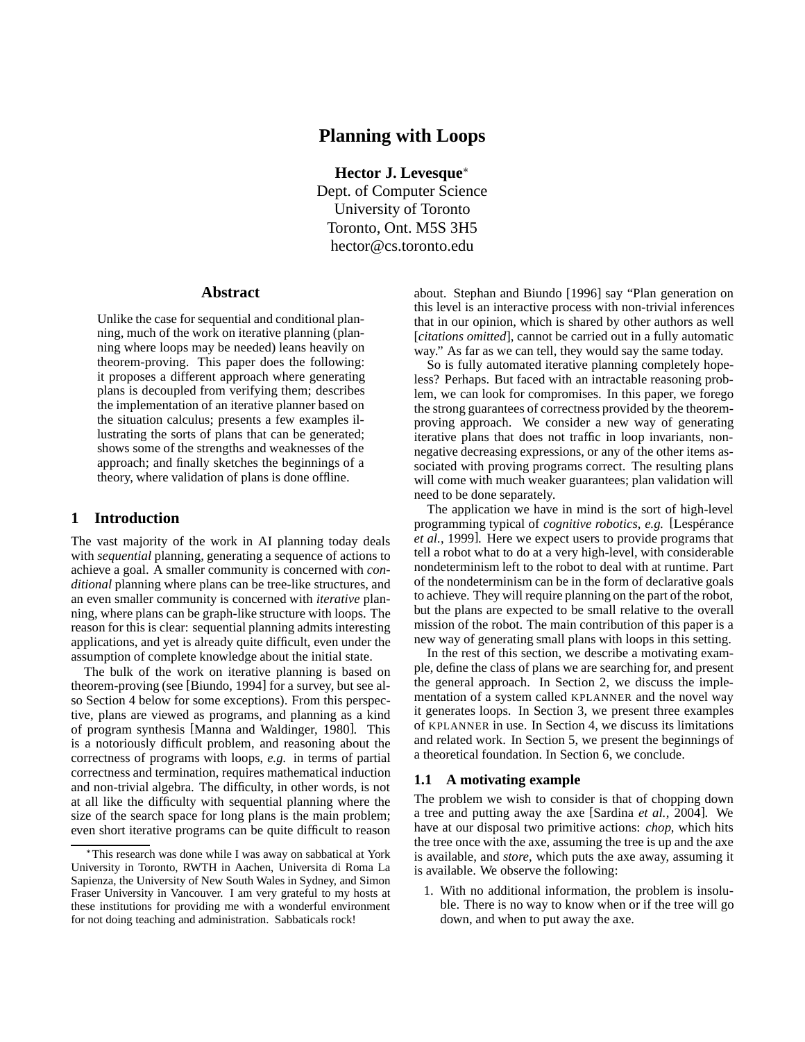# Planning with Loops

**Hector J. Levesque***
Dept. of Computer Science
University of Toronto
Toronto, Ont. M5S 3H5
hector@cs.toronto.edu

## Abstract

Unlike the case for sequential and conditional planning, much of the work on iterative planning (planning where loops may be needed) leans heavily on theorem-proving. This paper does the following: it proposes a different approach where generating plans is decoupled from verifying them; describes the implementation of an iterative planner based on the situation calculus; presents a few examples illustrating the sorts of plans that can be generated; shows some of the strengths and weaknesses of the approach; and finally sketches the beginnings of a theory, where validation of plans is done offline.

## 1 Introduction

The vast majority of the work in AI planning today deals with *sequential* planning, generating a sequence of actions to achieve a goal. A smaller community is concerned with *conditional* planning where plans can be tree-like structures, and an even smaller community is concerned with *iterative* planning, where plans can be graph-like structure with loops. The reason for this is clear: sequential planning admits interesting applications, and yet is already quite difficult, even under the assumption of complete knowledge about the initial state.

The bulk of the work on iterative planning is based on theorem-proving (see [Biundo, 1994] for a survey, but see also Section 4 below for some exceptions). From this perspective, plans are viewed as programs, and planning as a kind of program synthesis [Manna and Waldinger, 1980]. This is a notoriously difficult problem, and reasoning about the correctness of programs with loops, *e.g.* in terms of partial correctness and termination, requires mathematical induction and non-trivial algebra. The difficulty, in other words, is not at all like the difficulty with sequential planning where the size of the search space for long plans is the main problem; even short iterative programs can be quite difficult to reason about. Stephan and Biundo [1996] say "Plan generation on this level is an interactive process with non-trivial inferences that in our opinion, which is shared by other authors as well [*citations omitted*], cannot be carried out in a fully automatic way." As far as we can tell, they would say the same today.

So is fully automated iterative planning completely hopeless? Perhaps. But faced with an intractable reasoning problem, we can look for compromises. In this paper, we forego the strong guarantees of correctness provided by the theorem-proving approach. We consider a new way of generating iterative plans that does not traffic in loop invariants, non-negative decreasing expressions, or any of the other items associated with proving programs correct. The resulting plans will come with much weaker guarantees; plan validation will need to be done separately.

The application we have in mind is the sort of high-level programming typical of *cognitive robotics*, *e.g.* [Lespérance *et al.*, 1999]. Here we expect users to provide programs that tell a robot what to do at a very high-level, with considerable nondeterminism left to the robot to deal with at runtime. Part of the nondeterminism can be in the form of declarative goals to achieve. They will require planning on the part of the robot, but the plans are expected to be small relative to the overall mission of the robot. The main contribution of this paper is a new way of generating small plans with loops in this setting.

In the rest of this section, we describe a motivating example, define the class of plans we are searching for, and present the general approach. In Section 2, we discuss the implementation of a system called KPLANNER and the novel way it generates loops. In Section 3, we present three examples of KPLANNER in use. In Section 4, we discuss its limitations and related work. In Section 5, we present the beginnings of a theoretical foundation. In Section 6, we conclude.

### 1.1 A motivating example

The problem we wish to consider is that of chopping down a tree and putting away the axe [Sardina *et al.*, 2004]. We have at our disposal two primitive actions: *chop*, which hits the tree once with the axe, assuming the tree is up and the axe is available, and *store*, which puts the axe away, assuming it is available. We observe the following:

1. With no additional information, the problem is insoluble. There is no way to know when or if the tree will go down, and when to put away the axe.

*This research was done while I was away on sabbatical at York University in Toronto, RWTH in Aachen, Universita di Roma La Sapienza, the University of New South Wales in Sydney, and Simon Fraser University in Vancouver. I am very grateful to my hosts at these institutions for providing me with a wonderful environment for not doing teaching and administration. Sabbaticals rock!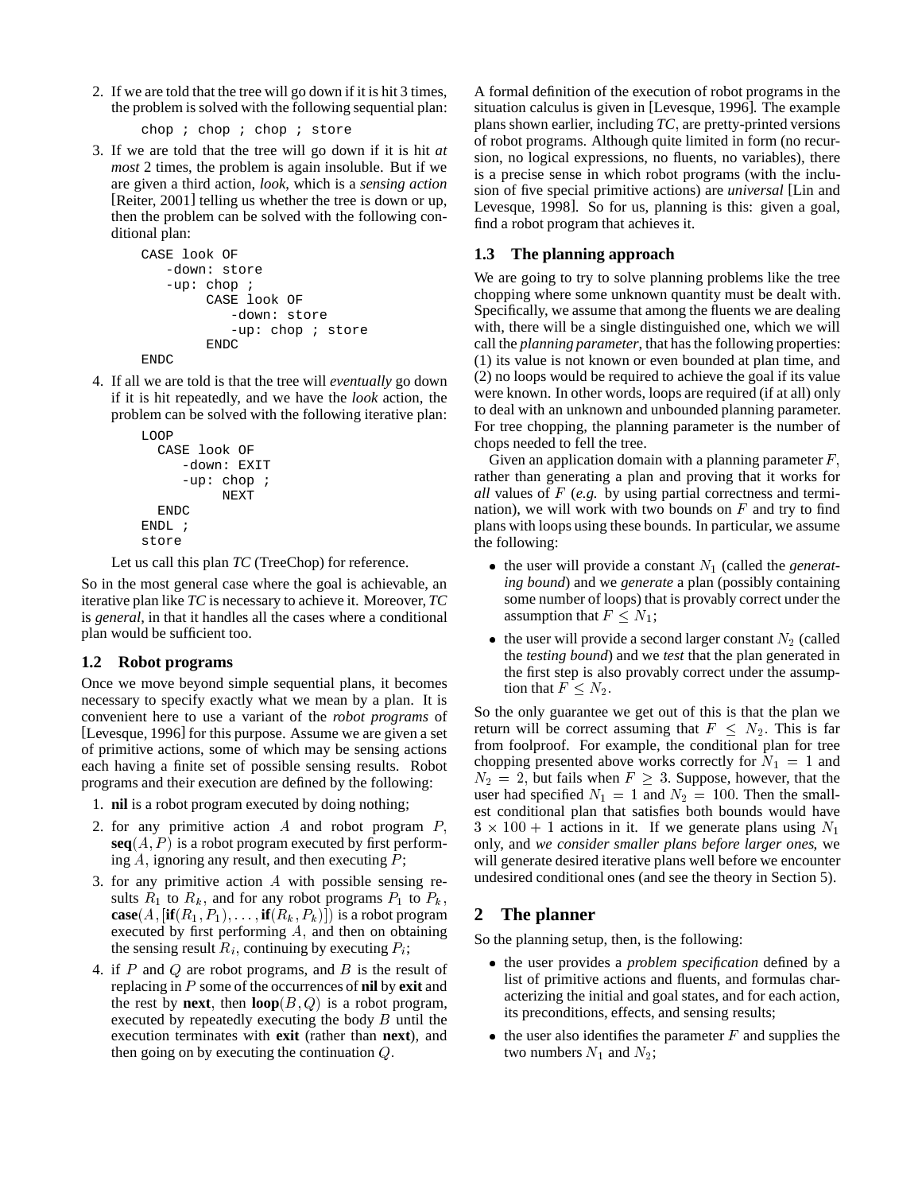2. If we are told that the tree will go down if it is hit 3 times, the problem is solved with the following sequential plan:

```
chop ; chop ; chop ; store
```

3. If we are told that the tree will go down if it is hit *at most* 2 times, the problem is again insoluble. But if we are given a third action, *look*, which is a *sensing action* [Reiter, 2001] telling us whether the tree is down or up, then the problem can be solved with the following conditional plan:

```
CASE look OF
   -down: store
   -up: chop ;
        CASE look OF
           -down: store
           -up: chop ; store
        ENDC
ENDC
```

4. If all we are told is that the tree will *eventually* go down if it is hit repeatedly, and we have the *look* action, the problem can be solved with the following iterative plan:

```
LOOP
  CASE look OF
     -down: EXIT
     -up: chop ;
          NEXT
  ENDC
ENDL ;
store
```

Let us call this plan *TC* (TreeChop) for reference.

So in the most general case where the goal is achievable, an iterative plan like *TC* is necessary to achieve it. Moreover, *TC* is *general*, in that it handles all the cases where a conditional plan would be sufficient too.

### 1.2 Robot programs

Once we move beyond simple sequential plans, it becomes necessary to specify exactly what we mean by a plan. It is convenient here to use a variant of the *robot programs* of [Levesque, 1996] for this purpose. Assume we are given a set of primitive actions, some of which may be sensing actions each having a finite set of possible sensing results. Robot programs and their execution are defined by the following:

1. **nil** is a robot program executed by doing nothing;
2. for any primitive action $A$ and robot program $P$, **seq**$(A, P)$ is a robot program executed by first performing $A$, ignoring any result, and then executing $P$;
3. for any primitive action $A$ with possible sensing results $R_1$ to $R_k$, and for any robot programs $P_1$ to $P_k$, **case**$(A, [$**if**$(R_1, P_1), \ldots,$ **if**$(R_k, P_k)])$ is a robot program executed by first performing $A$, and then on obtaining the sensing result $R_i$, continuing by executing $P_i$;
4. if $P$ and $Q$ are robot programs, and $B$ is the result of replacing in $P$ some of the occurrences of **nil** by **exit** and the rest by **next**, then **loop**$(B, Q)$ is a robot program, executed by repeatedly executing the body $B$ until the execution terminates with **exit** (rather than **next**), and then going on by executing the continuation $Q$.

A formal definition of the execution of robot programs in the situation calculus is given in [Levesque, 1996]. The example plans shown earlier, including *TC*, are pretty-printed versions of robot programs. Although quite limited in form (no recursion, no logical expressions, no fluents, no variables), there is a precise sense in which robot programs (with the inclusion of five special primitive actions) are *universal* [Lin and Levesque, 1998]. So for us, planning is this: given a goal, find a robot program that achieves it.

### 1.3 The planning approach

We are going to try to solve planning problems like the tree chopping where some unknown quantity must be dealt with. Specifically, we assume that among the fluents we are dealing with, there will be a single distinguished one, which we will call the *planning parameter*, that has the following properties: (1) its value is not known or even bounded at plan time, and (2) no loops would be required to achieve the goal if its value were known. In other words, loops are required (if at all) only to deal with an unknown and unbounded planning parameter. For tree chopping, the planning parameter is the number of chops needed to fell the tree.

Given an application domain with a planning parameter $F$, rather than generating a plan and proving that it works for *all* values of $F$ (*e.g.* by using partial correctness and termination), we will work with two bounds on $F$ and try to find plans with loops using these bounds. In particular, we assume the following:

- the user will provide a constant $N_1$ (called the *generating bound*) and we *generate* a plan (possibly containing some number of loops) that is provably correct under the assumption that $F \leq N_1$;
- the user will provide a second larger constant $N_2$ (called the *testing bound*) and we *test* that the plan generated in the first step is also provably correct under the assumption that $F \leq N_2$.

So the only guarantee we get out of this is that the plan we return will be correct assuming that $F \leq N_2$. This is far from foolproof. For example, the conditional plan for tree chopping presented above works correctly for $N_1 = 1$ and $N_2 = 2$, but fails when $F \geq 3$. Suppose, however, that the user had specified $N_1 = 1$ and $N_2 = 100$. Then the smallest conditional plan that satisfies both bounds would have $3 \times 100 + 1$ actions in it. If we generate plans using $N_1$ only, and *we consider smaller plans before larger ones*, we will generate desired iterative plans well before we encounter undesired conditional ones (and see the theory in Section 5).

## 2 The planner

So the planning setup, then, is the following:

- the user provides a *problem specification* defined by a list of primitive actions and fluents, and formulas characterizing the initial and goal states, and for each action, its preconditions, effects, and sensing results;
- the user also identifies the parameter $F$ and supplies the two numbers $N_1$ and $N_2$;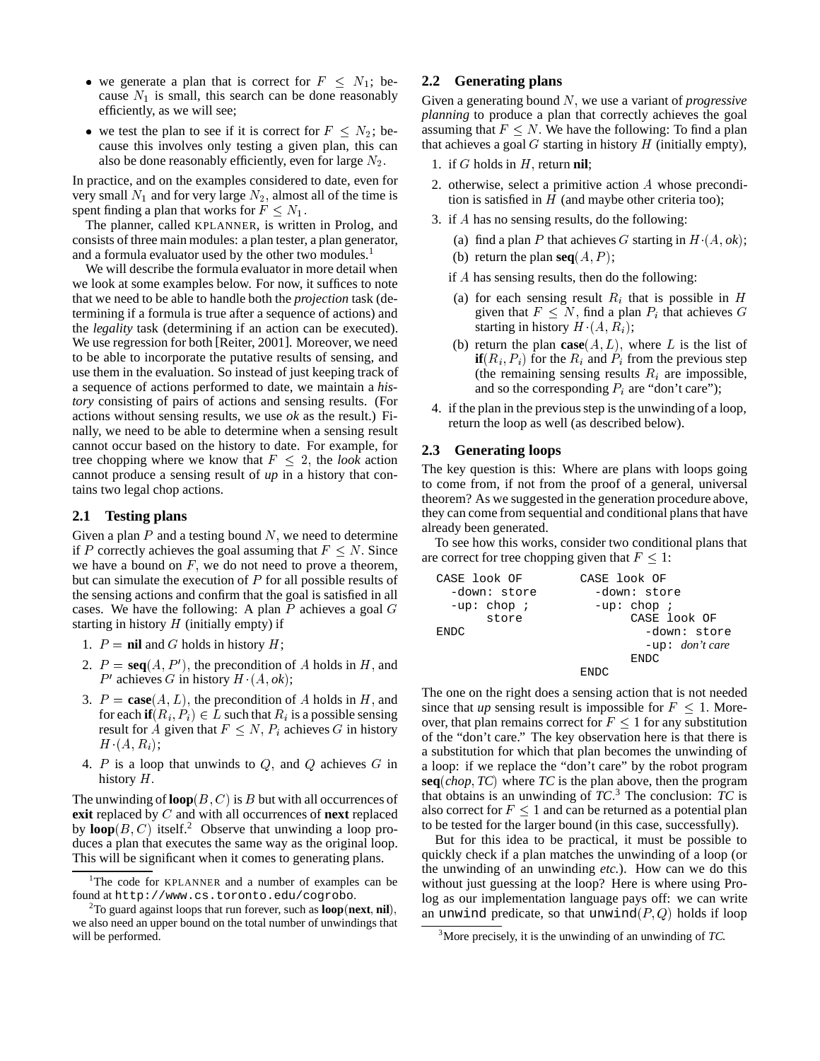- we generate a plan that is correct for $F \leq N_1$; because $N_1$ is small, this search can be done reasonably efficiently, as we will see;
- we test the plan to see if it is correct for $F \leq N_2$; because this involves only testing a given plan, this can also be done reasonably efficiently, even for large $N_2$.

In practice, and on the examples considered to date, even for very small $N_1$ and for very large $N_2$, almost all of the time is spent finding a plan that works for $F \leq N_1$.

The planner, called KPLANNER, is written in Prolog, and consists of three main modules: a plan tester, a plan generator, and a formula evaluator used by the other two modules.[1]

We will describe the formula evaluator in more detail when we look at some examples below. For now, it suffices to note that we need to be able to handle both the *projection* task (determining if a formula is true after a sequence of actions) and the *legality* task (determining if an action can be executed). We use regression for both [Reiter, 2001]. Moreover, we need to be able to incorporate the putative results of sensing, and use them in the evaluation. So instead of just keeping track of a sequence of actions performed to date, we maintain a *history* consisting of pairs of actions and sensing results. (For actions without sensing results, we use *ok* as the result.) Finally, we need to be able to determine when a sensing result cannot occur based on the history to date. For example, for tree chopping where we know that $F \leq 2$, the *look* action cannot produce a sensing result of *up* in a history that contains two legal chop actions.

## 2.1 Testing plans

Given a plan $P$ and a testing bound $N$, we need to determine if $P$ correctly achieves the goal assuming that $F \leq N$. Since we have a bound on $F$, we do not need to prove a theorem, but can simulate the execution of $P$ for all possible results of the sensing actions and confirm that the goal is satisfied in all cases. We have the following: A plan $P$ achieves a goal $G$ starting in history $H$ (initially empty) if

1. $P =$ **nil** and $G$ holds in history $H$;
2. $P =$ **seq**$(A, P')$, the precondition of $A$ holds in $H$, and $P'$ achieves $G$ in history $H \cdot (A, ok)$;
3. $P =$ **case**$(A, L)$, the precondition of $A$ holds in $H$, and for each **if**$(R_i, P_i) \in L$ such that $R_i$ is a possible sensing result for $A$ given that $F \leq N$, $P_i$ achieves $G$ in history $H \cdot (A, R_i)$;
4. $P$ is a loop that unwinds to $Q$, and $Q$ achieves $G$ in history $H$.

The unwinding of **loop**$(B, C)$ is $B$ but with all occurrences of **exit** replaced by $C$ and with all occurrences of **next** replaced by **loop**$(B, C)$ itself.[2] Observe that unwinding a loop produces a plan that executes the same way as the original loop. This will be significant when it comes to generating plans.

[1] The code for KPLANNER and a number of examples can be found at http://www.cs.toronto.edu/cogrobo.

[2] To guard against loops that run forever, such as **loop**(**next**, **nil**), we also need an upper bound on the total number of unwindings that will be performed.

## 2.2 Generating plans

Given a generating bound $N$, we use a variant of *progressive planning* to produce a plan that correctly achieves the goal assuming that $F \leq N$. We have the following: To find a plan that achieves a goal $G$ starting in history $H$ (initially empty),

1. if $G$ holds in $H$, return **nil**;
2. otherwise, select a primitive action $A$ whose precondition is satisfied in $H$ (and maybe other criteria too);
3. if $A$ has no sensing results, do the following:
   (a) find a plan $P$ that achieves $G$ starting in $H \cdot (A, ok)$;
   (b) return the plan **seq**$(A, P)$;

   if $A$ has sensing results, then do the following:
   (a) for each sensing result $R_i$ that is possible in $H$ given that $F \leq N$, find a plan $P_i$ that achieves $G$ starting in history $H \cdot (A, R_i)$;
   (b) return the plan **case**$(A, L)$, where $L$ is the list of **if**$(R_i, P_i)$ for the $R_i$ and $P_i$ from the previous step (the remaining sensing results $R_i$ are impossible, and so the corresponding $P_i$ are "don't care");
4. if the plan in the previous step is the unwinding of a loop, return the loop as well (as described below).

## 2.3 Generating loops

The key question is this: Where are plans with loops going to come from, if not from the proof of a general, universal theorem? As we suggested in the generation procedure above, they can come from sequential and conditional plans that have already been generated.

To see how this works, consider two conditional plans that are correct for tree chopping given that $F \leq 1$:

```
CASE look OF
  -down: store
  -up: chop ;
       store
ENDC
```

```
CASE look OF
  -down: store
  -up: chop ;
       CASE look OF
         -down: store
         -up: don't care
       ENDC
ENDC
```

The one on the right does a sensing action that is not needed since that *up* sensing result is impossible for $F \leq 1$. Moreover, that plan remains correct for $F \leq 1$ for any substitution of the "don't care." The key observation here is that there is a substitution for which that plan becomes the unwinding of a loop: if we replace the "don't care" by the robot program **seq**(*chop*, *TC*) where *TC* is the plan above, then the program that obtains is an unwinding of *TC*.[3] The conclusion: *TC* is also correct for $F \leq 1$ and can be returned as a potential plan to be tested for the larger bound (in this case, successfully).

But for this idea to be practical, it must be possible to quickly check if a plan matches the unwinding of a loop (or the unwinding of an unwinding *etc.*). How can we do this without just guessing at the loop? Here is where using Prolog as our implementation language pays off: we can write an `unwind` predicate, so that `unwind`$(P, Q)$ holds if loop

[3] More precisely, it is the unwinding of an unwinding of *TC*.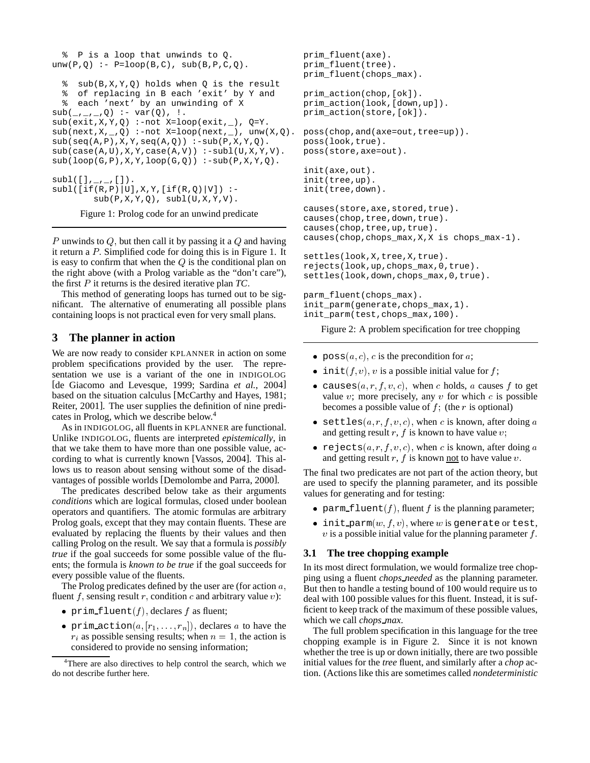```
  %  P is a loop that unwinds to Q.
unw(P,Q) :- P=loop(B,C), sub(B,P,C,Q).

  %  sub(B,X,Y,Q) holds when Q is the result
  %  of replacing in B each 'exit' by Y and
  %  each 'next' by an unwinding of X
sub(_,_,_,Q) :- var(Q), !.
sub(exit,X,Y,Q) :-not X=loop(exit,_), Q=Y.
sub(next,X,_,Q) :-not X=loop(next,_), unw(X,Q).
sub(seq(A,P),X,Y,seq(A,Q)) :-sub(P,X,Y,Q).
sub(case(A,U),X,Y,case(A,V)) :-subl(U,X,Y,V).
sub(loop(G,P),X,Y,loop(G,Q)) :-sub(P,X,Y,Q).

subl([],_,_,[]).
subl([if(R,P)|U],X,Y,[if(R,Q)|V]) :-
        sub(P,X,Y,Q), subl(U,X,Y,V).
```

Figure 1: Prolog code for an unwind predicate

$P$ unwinds to $Q$, but then call it by passing it a $Q$ and having it return a $P$. Simplified code for doing this is in Figure 1. It is easy to confirm that when the $Q$ is the conditional plan on the right above (with a Prolog variable as the "don't care"), the first $P$ it returns is the desired iterative plan *TC*.

This method of generating loops has turned out to be significant. The alternative of enumerating all possible plans containing loops is not practical even for very small plans.

## 3 The planner in action

We are now ready to consider KPLANNER in action on some problem specifications provided by the user. The representation we use is a variant of the one in INDIGOLOG [de Giacomo and Levesque, 1999; Sardina *et al.*, 2004] based on the situation calculus [McCarthy and Hayes, 1981; Reiter, 2001]. The user supplies the definition of nine predicates in Prolog, which we describe below.[4]

As in INDIGOLOG, all fluents in KPLANNER are functional. Unlike INDIGOLOG, fluents are interpreted *epistemically*, in that we take them to have more than one possible value, according to what is currently known [Vassos, 2004]. This allows us to reason about sensing without some of the disadvantages of possible worlds [Demolombe and Parra, 2000].

The predicates described below take as their arguments *conditions* which are logical formulas, closed under boolean operators and quantifiers. The atomic formulas are arbitrary Prolog goals, except that they may contain fluents. These are evaluated by replacing the fluents by their values and then calling Prolog on the result. We say that a formula is *possibly true* if the goal succeeds for some possible value of the fluents; the formula is *known to be true* if the goal succeeds for every possible value of the fluents.

The Prolog predicates defined by the user are (for action $a$, fluent $f$, sensing result $r$, condition $c$ and arbitrary value $v$):

- `prim_fluent`$(f)$, declares $f$ as fluent;
- `prim_action`$(a, [r_1, \ldots, r_n])$, declares $a$ to have the $r_i$ as possible sensing results; when $n = 1$, the action is considered to provide no sensing information;
- `poss`$(a, c)$, $c$ is the precondition for $a$;
- `init`$(f, v)$, $v$ is a possible initial value for $f$;
- `causes`$(a, r, f, v, c)$, when $c$ holds, $a$ causes $f$ to get value $v$; more precisely, any $v$ for which $c$ is possible becomes a possible value of $f$; (the $r$ is optional)
- `settles`$(a, r, f, v, c)$, when $c$ is known, after doing $a$ and getting result $r$, $f$ is known to have value $v$;
- `rejects`$(a, r, f, v, c)$, when $c$ is known, after doing $a$ and getting result $r$, $f$ is known not to have value $v$.

The final two predicates are not part of the action theory, but are used to specify the planning parameter, and its possible values for generating and for testing:

- `parm_fluent`$(f)$, fluent $f$ is the planning parameter;
- `init_parm`$(w, f, v)$, where $w$ is `generate` or `test`, $v$ is a possible initial value for the planning parameter $f$.

```
prim_fluent(axe).
prim_fluent(tree).
prim_fluent(chops_max).

prim_action(chop,[ok]).
prim_action(look,[down,up]).
prim_action(store,[ok]).

poss(chop,and(axe=out,tree=up)).
poss(look,true).
poss(store,axe=out).

init(axe,out).
init(tree,up).
init(tree,down).

causes(store,axe,stored,true).
causes(chop,tree,down,true).
causes(chop,tree,up,true).
causes(chop,chops_max,X,X is chops_max-1).

settles(look,X,tree,X,true).
rejects(look,up,chops_max,0,true).
settles(look,down,chops_max,0,true).

parm_fluent(chops_max).
init_parm(generate,chops_max,1).
init_parm(test,chops_max,100).
```

Figure 2: A problem specification for tree chopping

### 3.1 The tree chopping example

In its most direct formulation, we would formalize tree chopping using a fluent *chops_needed* as the planning parameter. But then to handle a testing bound of 100 would require us to deal with 100 possible values for this fluent. Instead, it is sufficient to keep track of the maximum of these possible values, which we call *chops_max*.

The full problem specification in this language for the tree chopping example is in Figure 2. Since it is not known whether the tree is up or down initially, there are two possible initial values for the *tree* fluent, and similarly after a *chop* action. (Actions like this are sometimes called *nondeterministic*

[4] There are also directives to help control the search, which we do not describe further here.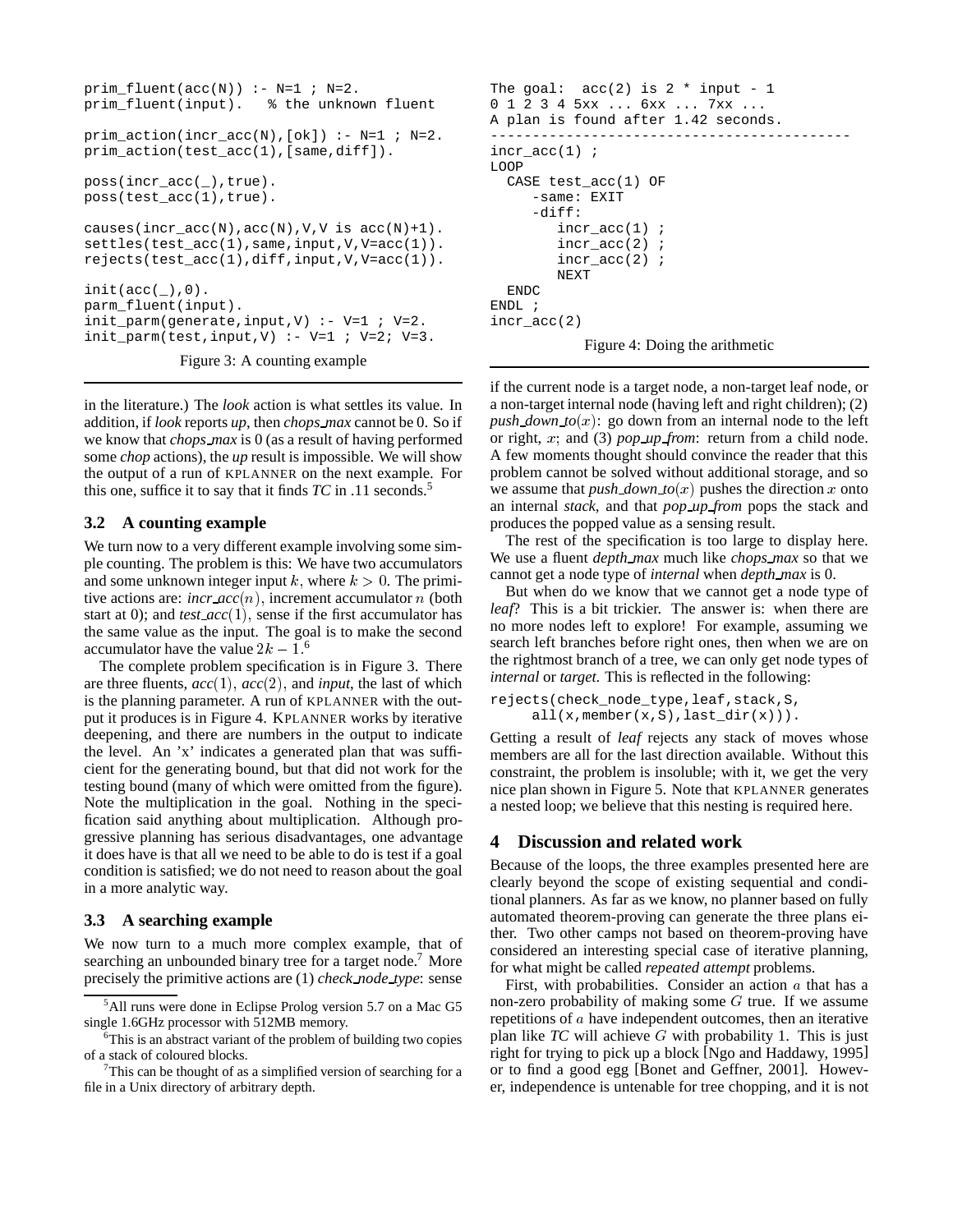```
prim_fluent(acc(N)) :- N=1 ; N=2.
prim_fluent(input).   % the unknown fluent

prim_action(incr_acc(N),[ok]) :- N=1 ; N=2.
prim_action(test_acc(1),[same,diff]).

poss(incr_acc(_),true).
poss(test_acc(1),true).

causes(incr_acc(N),acc(N),V,V is acc(N)+1).
settles(test_acc(1),same,input,V,V=acc(1)).
rejects(test_acc(1),diff,input,V,V=acc(1)).

init(acc(_),0).
parm_fluent(input).
init_parm(generate,input,V) :- V=1 ; V=2.
init_parm(test,input,V) :- V=1 ; V=2; V=3.
```

Figure 3: A counting example

in the literature.) The *look* action is what settles its value. In addition, if *look* reports *up*, then *chops_max* cannot be 0. So if we know that *chops_max* is 0 (as a result of having performed some *chop* actions), the *up* result is impossible. We will show the output of a run of KPLANNER on the next example. For this one, suffice it to say that it finds *TC* in .11 seconds.[5]

### 3.2 A counting example

We turn now to a very different example involving some simple counting. The problem is this: We have two accumulators and some unknown integer input $k$, where $k > 0$. The primitive actions are: *incr_acc*$(n)$, increment accumulator $n$ (both start at 0); and *test_acc*$(1)$, sense if the first accumulator has the same value as the input. The goal is to make the second accumulator have the value $2k - 1$.[6]

The complete problem specification is in Figure 3. There are three fluents, *acc*$(1)$, *acc*$(2)$, and *input*, the last of which is the planning parameter. A run of KPLANNER with the output it produces is in Figure 4. KPLANNER works by iterative deepening, and there are numbers in the output to indicate the level. An 'x' indicates a generated plan that was sufficient for the generating bound, but that did not work for the testing bound (many of which were omitted from the figure). Note the multiplication in the goal. Nothing in the specification said anything about multiplication. Although progressive planning has serious disadvantages, one advantage it does have is that all we need to be able to do is test if a goal condition is satisfied; we do not need to reason about the goal in a more analytic way.

### 3.3 A searching example

We now turn to a much more complex example, that of searching an unbounded binary tree for a target node.[7] More precisely the primitive actions are (1) *check_node_type*: sense

```
The goal:  acc(2) is 2 * input - 1
0 1 2 3 4 5xx ... 6xx ... 7xx ...
A plan is found after 1.42 seconds.
-------------------------------------------
incr_acc(1) ;
LOOP
  CASE test_acc(1) OF
     -same: EXIT
     -diff:
        incr_acc(1) ;
        incr_acc(2) ;
        incr_acc(2) ;
        NEXT
  ENDC
ENDL ;
incr_acc(2)
```

Figure 4: Doing the arithmetic

if the current node is a target node, a non-target leaf node, or a non-target internal node (having left and right children); (2) *push_down_to*$(x)$: go down from an internal node to the left or right, $x$; and (3) *pop_up_from*: return from a child node. A few moments thought should convince the reader that this problem cannot be solved without additional storage, and so we assume that *push_down_to*$(x)$ pushes the direction $x$ onto an internal *stack*, and that *pop_up_from* pops the stack and produces the popped value as a sensing result.

The rest of the specification is too large to display here. We use a fluent *depth_max* much like *chops_max* so that we cannot get a node type of *internal* when *depth_max* is 0.

But when do we know that we cannot get a node type of *leaf*? This is a bit trickier. The answer is: when there are no more nodes left to explore! For example, assuming we search left branches before right ones, then when we are on the rightmost branch of a tree, we can only get node types of *internal* or *target*. This is reflected in the following:

```
rejects(check_node_type,leaf,stack,S,
    all(x,member(x,S),last_dir(x))).
```

Getting a result of *leaf* rejects any stack of moves whose members are all for the last direction available. Without this constraint, the problem is insoluble; with it, we get the very nice plan shown in Figure 5. Note that KPLANNER generates a nested loop; we believe that this nesting is required here.

## 4 Discussion and related work

Because of the loops, the three examples presented here are clearly beyond the scope of existing sequential and conditional planners. As far as we know, no planner based on fully automated theorem-proving can generate the three plans either. Two other camps not based on theorem-proving have considered an interesting special case of iterative planning, for what might be called *repeated attempt* problems.

First, with probabilities. Consider an action $a$ that has a non-zero probability of making some $G$ true. If we assume repetitions of $a$ have independent outcomes, then an iterative plan like *TC* will achieve $G$ with probability 1. This is just right for trying to pick up a block [Ngo and Haddawy, 1995] or to find a good egg [Bonet and Geffner, 2001]. However, independence is untenable for tree chopping, and it is not

[5] All runs were done in Eclipse Prolog version 5.7 on a Mac G5 single 1.6GHz processor with 512MB memory.

[6] This is an abstract variant of the problem of building two copies of a stack of coloured blocks.

[7] This can be thought of as a simplified version of searching for a file in a Unix directory of arbitrary depth.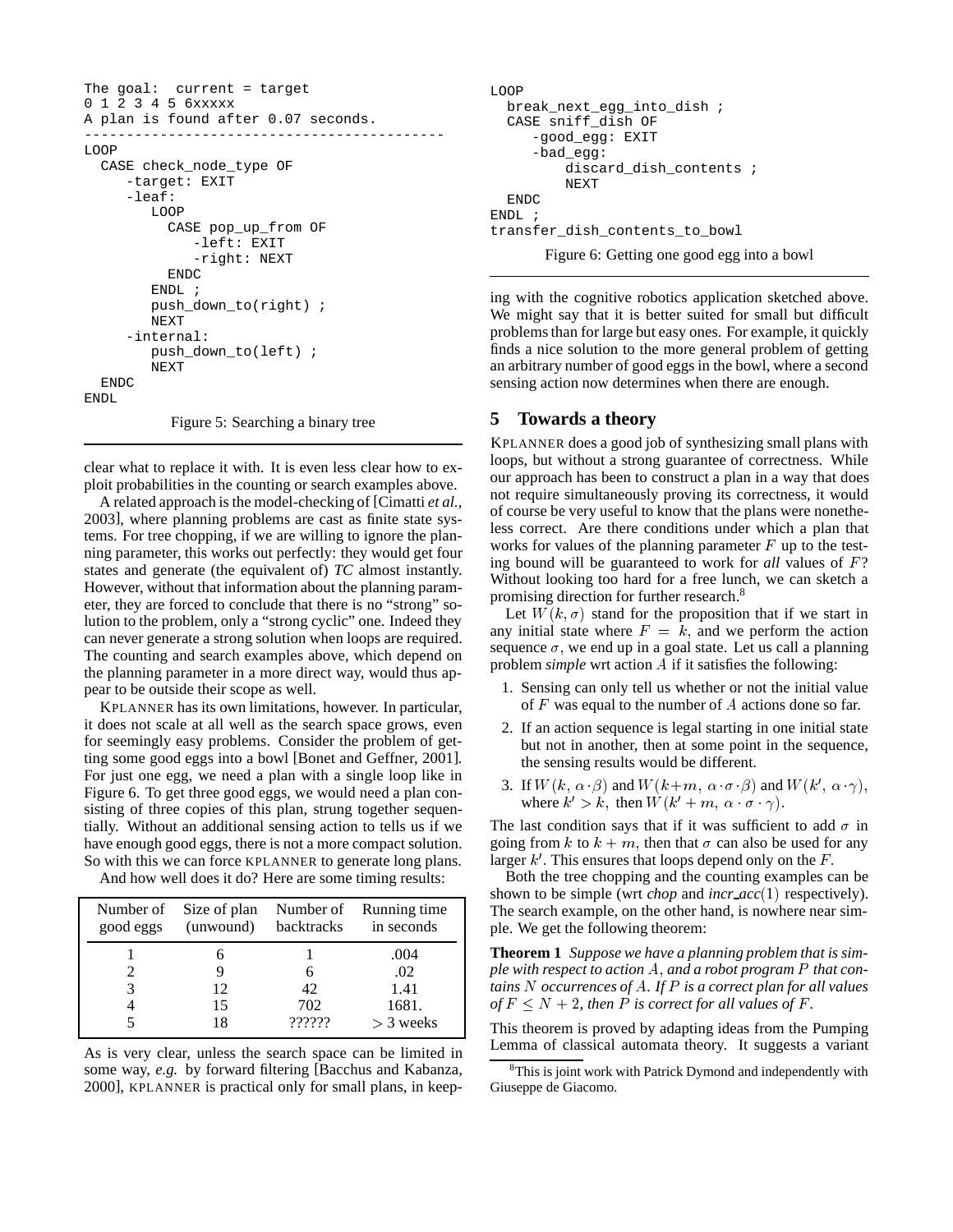```
The goal:  current = target
0 1 2 3 4 5 6xxxxx
A plan is found after 0.07 seconds.
-------------------------------------------
LOOP
  CASE check_node_type OF
     -target: EXIT
     -leaf:
        LOOP
          CASE pop_up_from OF
             -left: EXIT
             -right: NEXT
          ENDC
        ENDL ;
        push_down_to(right) ;
        NEXT
     -internal:
        push_down_to(left) ;
        NEXT
  ENDC
ENDL
```

Figure 5: Searching a binary tree

clear what to replace it with. It is even less clear how to exploit probabilities in the counting or search examples above.

A related approach is the model-checking of [Cimatti *et al.*, 2003], where planning problems are cast as finite state systems. For tree chopping, if we are willing to ignore the planning parameter, this works out perfectly: they would get four states and generate (the equivalent of) *TC* almost instantly. However, without that information about the planning parameter, they are forced to conclude that there is no "strong" solution to the problem, only a "strong cyclic" one. Indeed they can never generate a strong solution when loops are required. The counting and search examples above, which depend on the planning parameter in a more direct way, would thus appear to be outside their scope as well.

KPLANNER has its own limitations, however. In particular, it does not scale at all well as the search space grows, even for seemingly easy problems. Consider the problem of getting some good eggs into a bowl [Bonet and Geffner, 2001]. For just one egg, we need a plan with a single loop like in Figure 6. To get three good eggs, we would need a plan consisting of three copies of this plan, strung together sequentially. Without an additional sensing action to tells us if we have enough good eggs, there is not a more compact solution. So with this we can force KPLANNER to generate long plans.

And how well does it do? Here are some timing results:

| Number of good eggs | Size of plan (unwound) | Number of backtracks | Running time in seconds |
|---|---|---|---|
| 1 | 6 | 1 | .004 |
| 2 | 9 | 6 | .02 |
| 3 | 12 | 42 | 1.41 |
| 4 | 15 | 702 | 1681. |
| 5 | 18 | ?????? | > 3 weeks |

As is very clear, unless the search space can be limited in some way, *e.g.* by forward filtering [Bacchus and Kabanza, 2000], KPLANNER is practical only for small plans, in keeping with the cognitive robotics application sketched above. We might say that it is better suited for small but difficult problems than for large but easy ones. For example, it quickly finds a nice solution to the more general problem of getting an arbitrary number of good eggs in the bowl, where a second sensing action now determines when there are enough.

```
LOOP
  break_next_egg_into_dish ;
  CASE sniff_dish OF
     -good_egg: EXIT
     -bad_egg:
         discard_dish_contents ;
         NEXT
  ENDC
ENDL ;
transfer_dish_contents_to_bowl
```

Figure 6: Getting one good egg into a bowl

## 5 Towards a theory

KPLANNER does a good job of synthesizing small plans with loops, but without a strong guarantee of correctness. While our approach has been to construct a plan in a way that does not require simultaneously proving its correctness, it would of course be very useful to know that the plans were nonetheless correct. Are there conditions under which a plan that works for values of the planning parameter $F$ up to the testing bound will be guaranteed to work for *all* values of $F$? Without looking too hard for a free lunch, we can sketch a promising direction for further research.[8]

Let $W(k, \sigma)$ stand for the proposition that if we start in any initial state where $F = k$, and we perform the action sequence $\sigma$, we end up in a goal state. Let us call a planning problem *simple* wrt action $A$ if it satisfies the following:

1. Sensing can only tell us whether or not the initial value of $F$ was equal to the number of $A$ actions done so far.
2. If an action sequence is legal starting in one initial state but not in another, then at some point in the sequence, the sensing results would be different.
3. If $W(k,\ \alpha \cdot \beta)$ and $W(k{+}m,\ \alpha \cdot \sigma \cdot \beta)$ and $W(k',\ \alpha \cdot \gamma)$, where $k' > k$, then $W(k' + m,\ \alpha \cdot \sigma \cdot \gamma)$.

The last condition says that if it was sufficient to add $\sigma$ in going from $k$ to $k + m$, then that $\sigma$ can also be used for any larger $k'$. This ensures that loops depend only on the $F$.

Both the tree chopping and the counting examples can be shown to be simple (wrt *chop* and *incr_acc*$(1)$ respectively). The search example, on the other hand, is nowhere near simple. We get the following theorem:

**Theorem 1** *Suppose we have a planning problem that is simple with respect to action $A$, and a robot program $P$ that contains $N$ occurrences of $A$. If $P$ is a correct plan for all values of $F \leq N + 2$, then $P$ is correct for all values of $F$.*

This theorem is proved by adapting ideas from the Pumping Lemma of classical automata theory. It suggests a variant

[8] This is joint work with Patrick Dymond and independently with Giuseppe de Giacomo.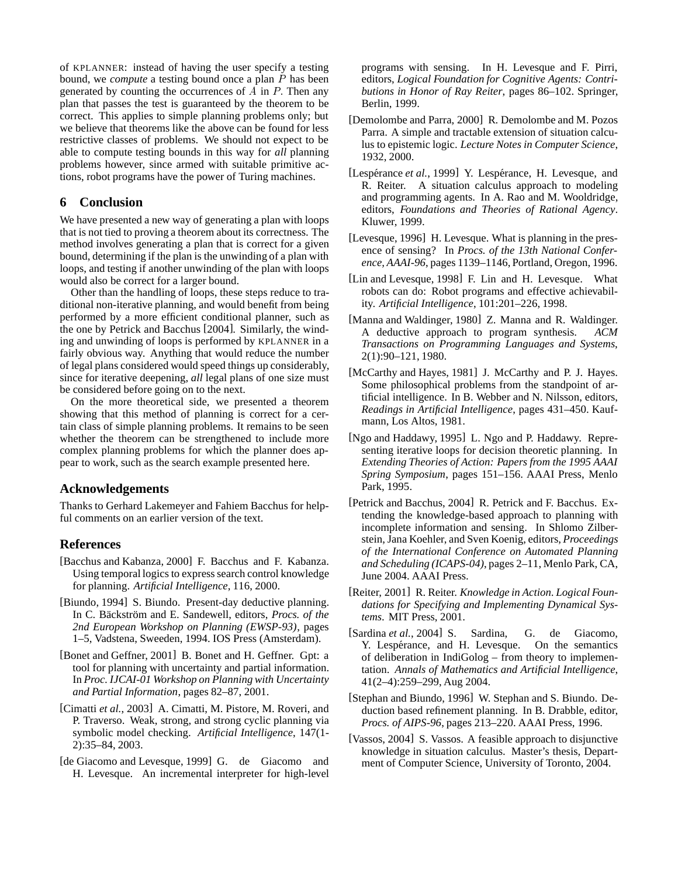of KPLANNER: instead of having the user specify a testing bound, we *compute* a testing bound once a plan $P$ has been generated by counting the occurrences of $A$ in $P$. Then any plan that passes the test is guaranteed by the theorem to be correct. This applies to simple planning problems only; but we believe that theorems like the above can be found for less restrictive classes of problems. We should not expect to be able to compute testing bounds in this way for *all* planning problems however, since armed with suitable primitive actions, robot programs have the power of Turing machines.

## 6 Conclusion

We have presented a new way of generating a plan with loops that is not tied to proving a theorem about its correctness. The method involves generating a plan that is correct for a given bound, determining if the plan is the unwinding of a plan with loops, and testing if another unwinding of the plan with loops would also be correct for a larger bound.

Other than the handling of loops, these steps reduce to traditional non-iterative planning, and would benefit from being performed by a more efficient conditional planner, such as the one by Petrick and Bacchus [2004]. Similarly, the winding and unwinding of loops is performed by KPLANNER in a fairly obvious way. Anything that would reduce the number of legal plans considered would speed things up considerably, since for iterative deepening, *all* legal plans of one size must be considered before going on to the next.

On the more theoretical side, we presented a theorem showing that this method of planning is correct for a certain class of simple planning problems. It remains to be seen whether the theorem can be strengthened to include more complex planning problems for which the planner does appear to work, such as the search example presented here.

## Acknowledgements

Thanks to Gerhard Lakemeyer and Fahiem Bacchus for helpful comments on an earlier version of the text.

## References

[Bacchus and Kabanza, 2000] F. Bacchus and F. Kabanza. Using temporal logics to express search control knowledge for planning. *Artificial Intelligence*, 116, 2000.

[Biundo, 1994] S. Biundo. Present-day deductive planning. In C. Bäckström and E. Sandewell, editors, *Procs. of the 2nd European Workshop on Planning (EWSP-93)*, pages 1–5, Vadstena, Sweeden, 1994. IOS Press (Amsterdam).

[Bonet and Geffner, 2001] B. Bonet and H. Geffner. Gpt: a tool for planning with uncertainty and partial information. In *Proc. IJCAI-01 Workshop on Planning with Uncertainty and Partial Information*, pages 82–87, 2001.

[Cimatti *et al.*, 2003] A. Cimatti, M. Pistore, M. Roveri, and P. Traverso. Weak, strong, and strong cyclic planning via symbolic model checking. *Artificial Intelligence*, 147(1-2):35–84, 2003.

[de Giacomo and Levesque, 1999] G. de Giacomo and H. Levesque. An incremental interpreter for high-level programs with sensing. In H. Levesque and F. Pirri, editors, *Logical Foundation for Cognitive Agents: Contributions in Honor of Ray Reiter*, pages 86–102. Springer, Berlin, 1999.

[Demolombe and Parra, 2000] R. Demolombe and M. Pozos Parra. A simple and tractable extension of situation calculus to epistemic logic. *Lecture Notes in Computer Science*, 1932, 2000.

[Lespérance *et al.*, 1999] Y. Lespérance, H. Levesque, and R. Reiter. A situation calculus approach to modeling and programming agents. In A. Rao and M. Wooldridge, editors, *Foundations and Theories of Rational Agency*. Kluwer, 1999.

[Levesque, 1996] H. Levesque. What is planning in the presence of sensing? In *Procs. of the 13th National Conference, AAAI-96*, pages 1139–1146, Portland, Oregon, 1996.

[Lin and Levesque, 1998] F. Lin and H. Levesque. What robots can do: Robot programs and effective achievability. *Artificial Intelligence*, 101:201–226, 1998.

[Manna and Waldinger, 1980] Z. Manna and R. Waldinger. A deductive approach to program synthesis. *ACM Transactions on Programming Languages and Systems*, 2(1):90–121, 1980.

[McCarthy and Hayes, 1981] J. McCarthy and P. J. Hayes. Some philosophical problems from the standpoint of artificial intelligence. In B. Webber and N. Nilsson, editors, *Readings in Artificial Intelligence*, pages 431–450. Kaufmann, Los Altos, 1981.

[Ngo and Haddawy, 1995] L. Ngo and P. Haddawy. Representing iterative loops for decision theoretic planning. In *Extending Theories of Action: Papers from the 1995 AAAI Spring Symposium*, pages 151–156. AAAI Press, Menlo Park, 1995.

[Petrick and Bacchus, 2004] R. Petrick and F. Bacchus. Extending the knowledge-based approach to planning with incomplete information and sensing. In Shlomo Zilberstein, Jana Koehler, and Sven Koenig, editors, *Proceedings of the International Conference on Automated Planning and Scheduling (ICAPS-04)*, pages 2–11, Menlo Park, CA, June 2004. AAAI Press.

[Reiter, 2001] R. Reiter. *Knowledge in Action. Logical Foundations for Specifying and Implementing Dynamical Systems*. MIT Press, 2001.

[Sardina *et al.*, 2004] S. Sardina, G. de Giacomo, Y. Lespérance, and H. Levesque. On the semantics of deliberation in IndiGolog – from theory to implementation. *Annals of Mathematics and Artificial Intelligence*, 41(2–4):259–299, Aug 2004.

[Stephan and Biundo, 1996] W. Stephan and S. Biundo. Deduction based refinement planning. In B. Drabble, editor, *Procs. of AIPS-96*, pages 213–220. AAAI Press, 1996.

[Vassos, 2004] S. Vassos. A feasible approach to disjunctive knowledge in situation calculus. Master's thesis, Department of Computer Science, University of Toronto, 2004.